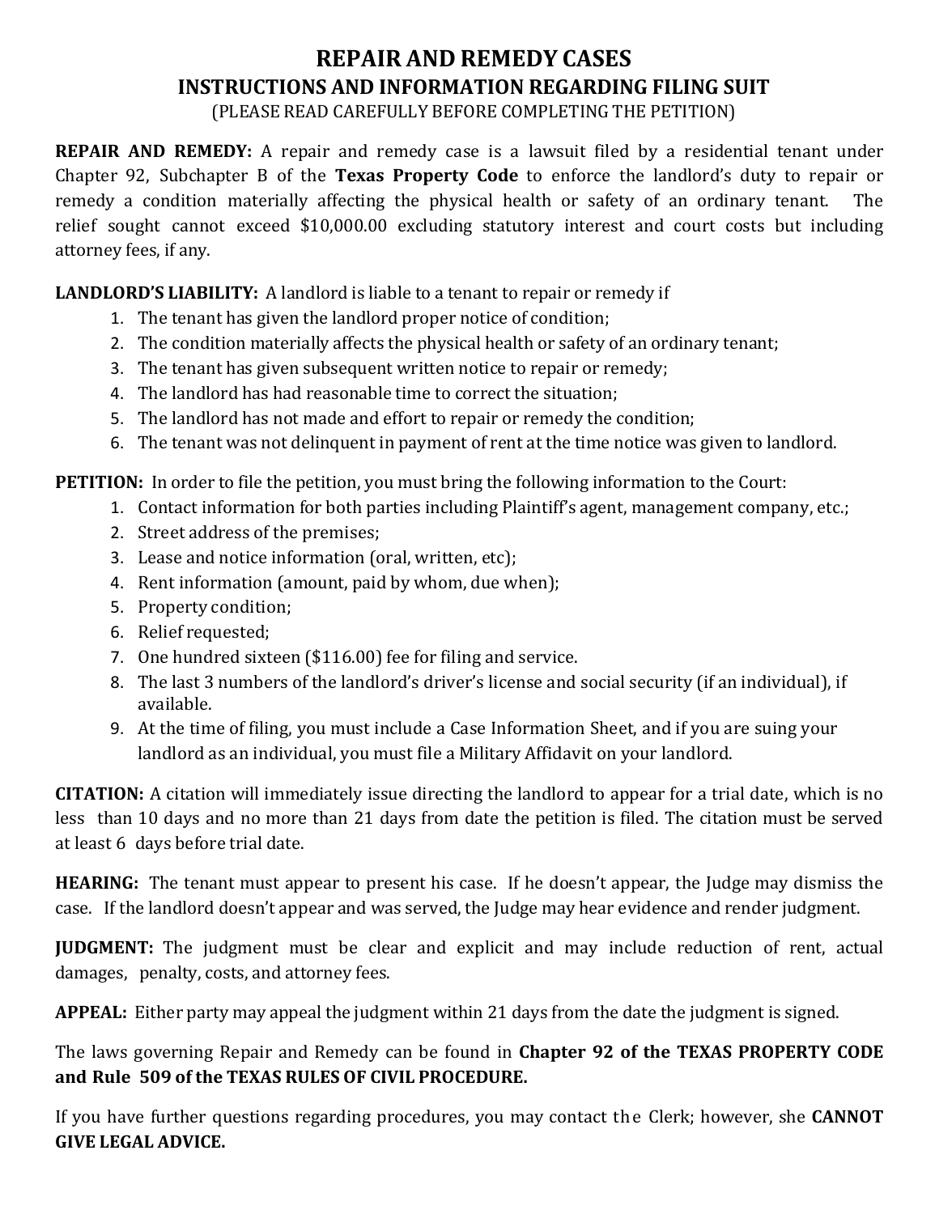# REPAIR AND REMEDY CASES

## INSTRUCTIONS AND INFORMATION REGARDING FILING SUIT

(PLEASE READ CAREFULLY BEFORE COMPLETING THE PETITION)

**REPAIR AND REMEDY:** A repair and remedy case is a lawsuit filed by a residential tenant under Chapter 92, Subchapter B of the **Texas Property Code** to enforce the landlord's duty to repair or remedy a condition materially affecting the physical health or safety of an ordinary tenant. The relief sought cannot exceed $10,000.00 excluding statutory interest and court costs but including attorney fees, if any.

**LANDLORD'S LIABILITY:** A landlord is liable to a tenant to repair or remedy if

1. The tenant has given the landlord proper notice of condition;
2. The condition materially affects the physical health or safety of an ordinary tenant;
3. The tenant has given subsequent written notice to repair or remedy;
4. The landlord has had reasonable time to correct the situation;
5. The landlord has not made and effort to repair or remedy the condition;
6. The tenant was not delinquent in payment of rent at the time notice was given to landlord.

**PETITION:** In order to file the petition, you must bring the following information to the Court:

1. Contact information for both parties including Plaintiff's agent, management company, etc.;
2. Street address of the premises;
3. Lease and notice information (oral, written, etc);
4. Rent information (amount, paid by whom, due when);
5. Property condition;
6. Relief requested;
7. One hundred sixteen ($116.00) fee for filing and service.
8. The last 3 numbers of the landlord's driver's license and social security (if an individual), if available.
9. At the time of filing, you must include a Case Information Sheet, and if you are suing your landlord as an individual, you must file a Military Affidavit on your landlord.

**CITATION:** A citation will immediately issue directing the landlord to appear for a trial date, which is no less than 10 days and no more than 21 days from date the petition is filed. The citation must be served at least 6 days before trial date.

**HEARING:** The tenant must appear to present his case. If he doesn't appear, the Judge may dismiss the case. If the landlord doesn't appear and was served, the Judge may hear evidence and render judgment.

**JUDGMENT:** The judgment must be clear and explicit and may include reduction of rent, actual damages, penalty, costs, and attorney fees.

**APPEAL:** Either party may appeal the judgment within 21 days from the date the judgment is signed.

The laws governing Repair and Remedy can be found in **Chapter 92 of the TEXAS PROPERTY CODE and Rule 509 of the TEXAS RULES OF CIVIL PROCEDURE.**

If you have further questions regarding procedures, you may contact the Clerk; however, she **CANNOT GIVE LEGAL ADVICE.**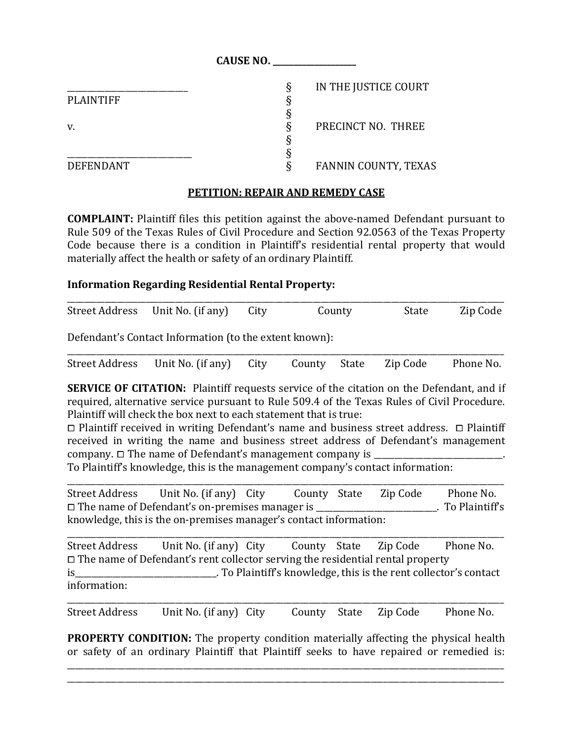**CAUSE NO. ___________________**

| | | |
|---|---|---|
| ____________________________ | § | IN THE JUSTICE COURT |
| PLAINTIFF | § | |
| | § | |
| v. | § | PRECINCT NO. THREE |
| | § | |
| ____________________________ | § | |
| DEFENDANT | § | FANNIN COUNTY, TEXAS |

**PETITION: REPAIR AND REMEDY CASE**

**COMPLAINT:** Plaintiff files this petition against the above-named Defendant pursuant to Rule 509 of the Texas Rules of Civil Procedure and Section 92.0563 of the Texas Property Code because there is a condition in Plaintiff's residential rental property that would materially affect the health or safety of an ordinary Plaintiff.

**Information Regarding Residential Rental Property:**

_______________________________________________________________________________________________

Street Address Unit No. (if any) City County State Zip Code

Defendant's Contact Information (to the extent known):

_______________________________________________________________________________________________

Street Address Unit No. (if any) City County State Zip Code Phone No.

**SERVICE OF CITATION:** Plaintiff requests service of the citation on the Defendant, and if required, alternative service pursuant to Rule 509.4 of the Texas Rules of Civil Procedure. Plaintiff will check the box next to each statement that is true:

□ Plaintiff received in writing Defendant's name and business street address. □ Plaintiff received in writing the name and business street address of Defendant's management company. □ The name of Defendant's management company is ______________________________. To Plaintiff's knowledge, this is the management company's contact information:

_______________________________________________________________________________________________

Street Address Unit No. (if any) City County State Zip Code Phone No.

□ The name of Defendant's on-premises manager is ____________________________. To Plaintiff's knowledge, this is the on-premises manager's contact information:

_______________________________________________________________________________________________

Street Address Unit No. (if any) City County State Zip Code Phone No.

□ The name of Defendant's rent collector serving the residential rental property is_________________________________. To Plaintiff's knowledge, this is the rent collector's contact information:

_______________________________________________________________________________________________

Street Address Unit No. (if any) City County State Zip Code Phone No.

**PROPERTY CONDITION:** The property condition materially affecting the physical health or safety of an ordinary Plaintiff that Plaintiff seeks to have repaired or remedied is: _______________________________________________________________________________________________
_______________________________________________________________________________________________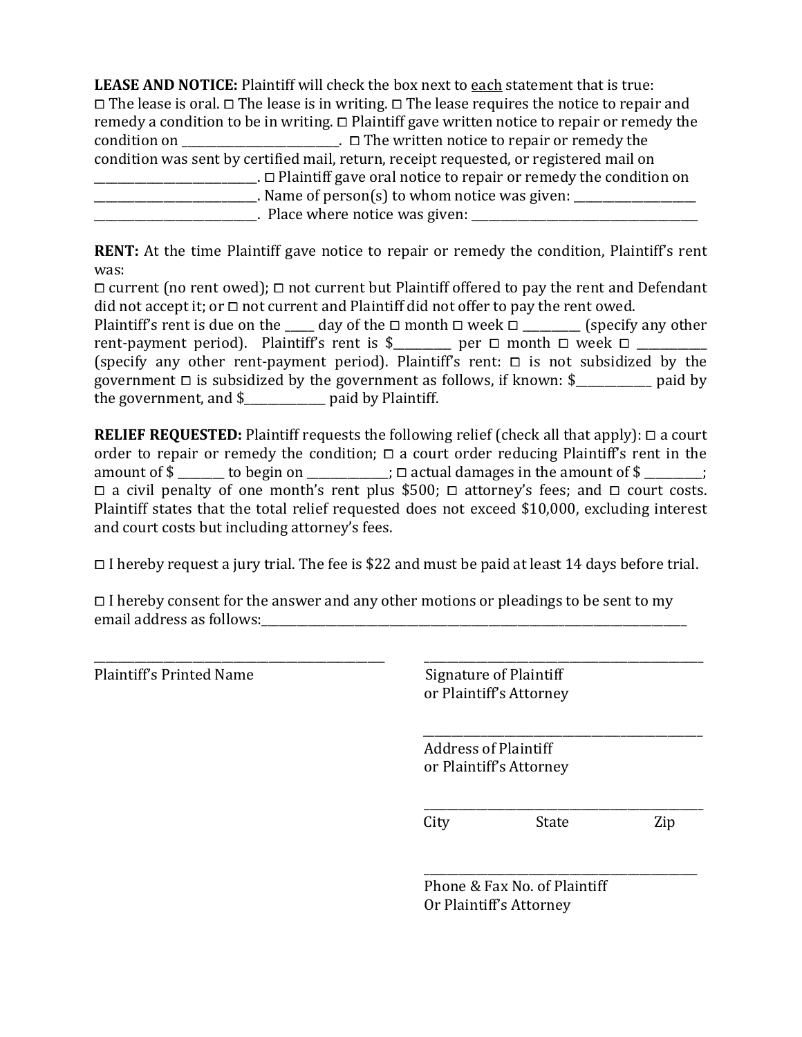**LEASE AND NOTICE:** Plaintiff will check the box next to each statement that is true: ◻ The lease is oral. ◻ The lease is in writing. ◻ The lease requires the notice to repair and remedy a condition to be in writing. ◻ Plaintiff gave written notice to repair or remedy the condition on ____________________________. ◻ The written notice to repair or remedy the condition was sent by certified mail, return, receipt requested, or registered mail on ____________________________. ◻ Plaintiff gave oral notice to repair or remedy the condition on ____________________________. Name of person(s) to whom notice was given: _____________________ ____________________________. Place where notice was given: _________________________________________

**RENT:** At the time Plaintiff gave notice to repair or remedy the condition, Plaintiff's rent was:

◻ current (no rent owed); ◻ not current but Plaintiff offered to pay the rent and Defendant did not accept it; or ◻ not current and Plaintiff did not offer to pay the rent owed.

Plaintiff's rent is due on the _____ day of the ◻ month ◻ week ◻ __________ (specify any other rent-payment period). Plaintiff's rent is $__________ per ◻ month ◻ week ◻ ____________ (specify any other rent-payment period). Plaintiff's rent: ◻ is not subsidized by the government ◻ is subsidized by the government as follows, if known: $_____________ paid by the government, and $______________ paid by Plaintiff.

**RELIEF REQUESTED:** Plaintiff requests the following relief (check all that apply): ◻ a court order to repair or remedy the condition; ◻ a court order reducing Plaintiff's rent in the amount of $ ________ to begin on ______________; ◻ actual damages in the amount of $ __________; ◻ a civil penalty of one month's rent plus $500; ◻ attorney's fees; and ◻ court costs. Plaintiff states that the total relief requested does not exceed $10,000, excluding interest and court costs but including attorney's fees.

◻ I hereby request a jury trial. The fee is $22 and must be paid at least 14 days before trial.

◻ I hereby consent for the answer and any other motions or pleadings to be sent to my email address as follows:_____________________________________________________________________________

___________________________________________________
Plaintiff's Printed Name

_________________________________________________
Signature of Plaintiff
or Plaintiff's Attorney

_________________________________________________
Address of Plaintiff
or Plaintiff's Attorney

_________________________________________________
City State Zip

_________________________________________________
Phone & Fax No. of Plaintiff
Or Plaintiff's Attorney